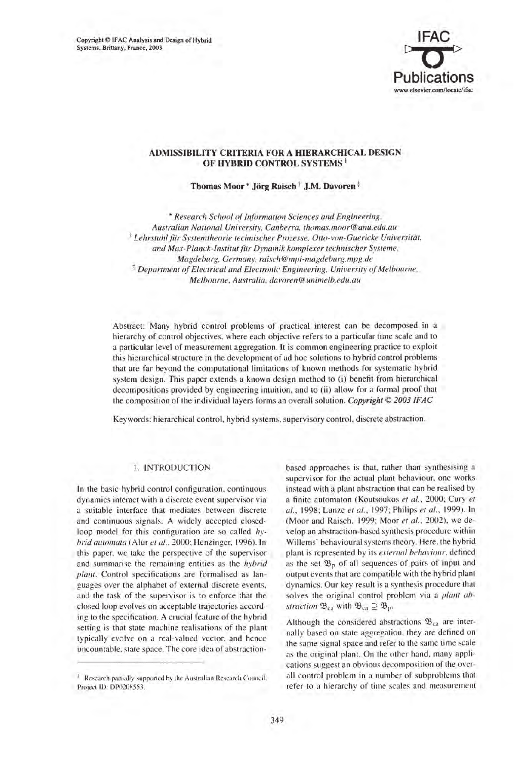# ADMISSIBILITY CRITERIA FOR A HIERARCHICAL DESIGN OF HYBRID CONTROL SYSTEMS [1]

**Thomas Moor** * **Jörg Raisch** † **J.M. Davoren** ‡

\* *Research School of Information Sciences and Engineering, Australian National University, Canberra, thomas.moor@anu.edu.au*

† *Lehrstuhl für Systemtheorie technischer Prozesse, Otto-von-Guericke Universität, and Max-Planck-Institut für Dynamik komplexer technischer Systeme, Magdeburg, Germany, raisch@mpi-magdeburg.mpg.de*

‡ *Department of Electrical and Electronic Engineering, University of Melbourne, Melbourne, Australia, davoren@unimelb.edu.au*

Abstract: Many hybrid control problems of practical interest can be decomposed in a hierarchy of control objectives, where each objective refers to a particular time scale and to a particular level of measurement aggregation. It is common engineering practice to exploit this hierarchical structure in the development of ad hoc solutions to hybrid control problems that are far beyond the computational limitations of known methods for systematic hybrid system design. This paper extends a known design method to (i) benefit from hierarchical decompositions provided by engineering intuition, and to (ii) allow for a formal proof that the composition of the individual layers forms an overall solution. ***Copyright © 2003 IFAC***

Keywords: hierarchical control, hybrid systems, supervisory control, discrete abstraction.

## 1. INTRODUCTION

In the basic hybrid control configuration, continuous dynamics interact with a discrete event supervisor via a suitable interface that mediates between discrete and continuous signals. A widely accepted closed-loop model for this configuration are so called *hybrid automata* (Alur *et al.*, 2000; Henzinger, 1996). In this paper, we take the perspective of the supervisor and summarise the remaining entities as the *hybrid plant*. Control specifications are formalised as languages over the alphabet of external discrete events, and the task of the supervisor is to enforce that the closed loop evolves on acceptable trajectories according to the specification. A crucial feature of the hybrid setting is that state machine realisations of the plant typically evolve on a real-valued vector, and hence uncountable, state space. The core idea of abstraction-based approaches is that, rather than synthesising a supervisor for the actual plant behaviour, one works instead with a plant abstraction that can be realised by a finite automaton (Koutsoukos *et al.*, 2000; Cury *et al.*, 1998; Lunze *et al.*, 1997; Philips *et al.*, 1999). In (Moor and Raisch, 1999; Moor *et al.*, 2002), we develop an abstraction-based synthesis procedure within Willems' behavioural systems theory. Here, the hybrid plant is represented by its *external behaviour*, defined as the set $\mathfrak{B}_p$ of all sequences of pairs of input and output events that are compatible with the hybrid plant dynamics. Our key result is a synthesis procedure that solves the original control problem via a *plant abstraction* $\mathfrak{B}_{ca}$ with $\mathfrak{B}_{ca} \supseteq \mathfrak{B}_p$.

Although the considered abstractions $\mathfrak{B}_{ca}$ are internally based on state aggregation, they are defined on the same signal space and refer to the same time scale as the original plant. On the other hand, many applications suggest an obvious decomposition of the overall control problem in a number of subproblems that refer to a hierarchy of time scales and measurement

[1] Research partially supported by the Australian Research Council, Project ID: DP0208553.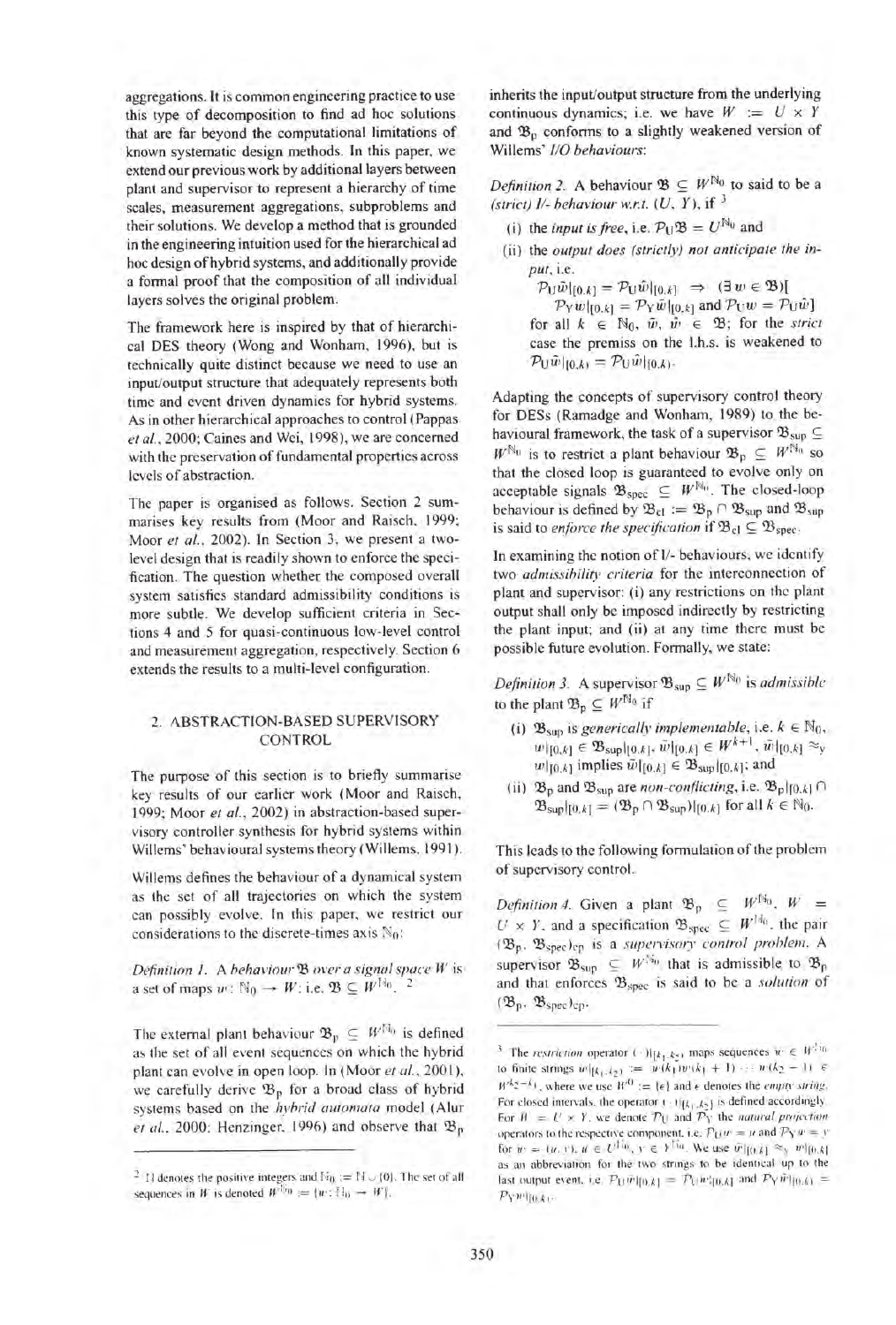aggregations. It is common engineering practice to use this type of decomposition to find ad hoc solutions that are far beyond the computational limitations of known systematic design methods. In this paper, we extend our previous work by additional layers between plant and supervisor to represent a hierarchy of time scales, measurement aggregations, subproblems and their solutions. We develop a method that is grounded in the engineering intuition used for the hierarchical ad hoc design of hybrid systems, and additionally provide a formal proof that the composition of all individual layers solves the original problem.

The framework here is inspired by that of hierarchical DES theory (Wong and Wonham, 1996), but is technically quite distinct because we need to use an input/output structure that adequately represents both time and event driven dynamics for hybrid systems. As in other hierarchical approaches to control (Pappas *et al.*, 2000; Caines and Wei, 1998), we are concerned with the preservation of fundamental properties across levels of abstraction.

The paper is organised as follows. Section 2 summarises key results from (Moor and Raisch, 1999; Moor *et al.*, 2002). In Section 3, we present a two-level design that is readily shown to enforce the specification. The question whether the composed overall system satisfies standard admissibility conditions is more subtle. We develop sufficient criteria in Sections 4 and 5 for quasi-continuous low-level control and measurement aggregation, respectively. Section 6 extends the results to a multi-level configuration.

## 2. ABSTRACTION-BASED SUPERVISORY CONTROL

The purpose of this section is to briefly summarise key results of our earlier work (Moor and Raisch, 1999; Moor *et al.*, 2002) in abstraction-based supervisory controller synthesis for hybrid systems within Willems' behavioural systems theory (Willems, 1991).

Willems defines the behaviour of a dynamical system as the set of all trajectories on which the system can possibly evolve. In this paper, we restrict our considerations to the discrete-times axis $\mathbb{N}_0$:

*Definition 1.* A *behaviour* $\mathfrak{B}$ *over a signal space* $W$ is a set of maps $w\colon \mathbb{N}_0 \to W$; i.e. $\mathfrak{B} \subseteq W^{\mathbb{N}_0}$. [2]

The external plant behaviour $\mathfrak{B}_\mathrm{p} \subseteq W^{\mathbb{N}_0}$ is defined as the set of all event sequences on which the hybrid plant can evolve in open loop. In (Moor *et al.*, 2001), we carefully derive $\mathfrak{B}_\mathrm{p}$ for a broad class of hybrid systems based on the *hybrid automata* model (Alur *et al.*, 2000; Henzinger, 1996) and observe that $\mathfrak{B}_\mathrm{p}$ inherits the input/output structure from the underlying continuous dynamics; i.e. we have $W := U \times Y$ and $\mathfrak{B}_\mathrm{p}$ conforms to a slightly weakened version of Willems' *I/O behaviours*:

*Definition 2.* A behaviour $\mathfrak{B} \subseteq W^{\mathbb{N}_0}$ to said to be a *(strict) I/- behaviour w.r.t.* $(U, Y)$, if [3]

(i) the *input is free*, i.e. $\mathcal{P}_\mathrm{U}\mathfrak{B} = U^{\mathbb{N}_0}$ and

(ii) the *output does (strictly) not anticipate the input*, i.e.
$\mathcal{P}_\mathrm{U}\tilde{w}|_{[0,k]} = \mathcal{P}_\mathrm{U}\hat{w}|_{[0,k]} \Rightarrow (\exists w \in \mathfrak{B})[$
$\mathcal{P}_\mathrm{Y}w|_{[0,k]} = \mathcal{P}_\mathrm{Y}\tilde{w}|_{[0,k]}$ and $\mathcal{P}_\mathrm{U}w = \mathcal{P}_\mathrm{U}\hat{w}]$
for all $k \in \mathbb{N}_0$, $\tilde{w}$, $\hat{w} \in \mathfrak{B}$; for the *strict* case the premiss on the l.h.s. is weakened to $\mathcal{P}_\mathrm{U}\tilde{w}|_{[0,k)} = \mathcal{P}_\mathrm{U}\hat{w}|_{[0,k)}$.

Adapting the concepts of supervisory control theory for DESs (Ramadge and Wonham, 1989) to the behavioural framework, the task of a supervisor $\mathfrak{B}_\mathrm{sup} \subseteq W^{\mathbb{N}_0}$ is to restrict a plant behaviour $\mathfrak{B}_\mathrm{p} \subseteq W^{\mathbb{N}_0}$ so that the closed loop is guaranteed to evolve only on acceptable signals $\mathfrak{B}_\mathrm{spec} \subseteq W^{\mathbb{N}_0}$. The closed-loop behaviour is defined by $\mathfrak{B}_\mathrm{cl} := \mathfrak{B}_\mathrm{p} \cap \mathfrak{B}_\mathrm{sup}$ and $\mathfrak{B}_\mathrm{sup}$ is said to *enforce the specification* if $\mathfrak{B}_\mathrm{cl} \subseteq \mathfrak{B}_\mathrm{spec}$.

In examining the notion of I/- behaviours, we identify two *admissibility criteria* for the interconnection of plant and supervisor: (i) any restrictions on the plant output shall only be imposed indirectly by restricting the plant input; and (ii) at any time there must be possible future evolution. Formally, we state:

*Definition 3.* A supervisor $\mathfrak{B}_\mathrm{sup} \subseteq W^{\mathbb{N}_0}$ is *admissible* to the plant $\mathfrak{B}_\mathrm{p} \subseteq W^{\mathbb{N}_0}$ if

(i) $\mathfrak{B}_\mathrm{sup}$ is *generically implementable*, i.e. $k \in \mathbb{N}_0$, $w|_{[0,k]} \in \mathfrak{B}_\mathrm{sup}|_{[0,k]}$, $\tilde{w}|_{[0,k]} \in W^{k+1}$, $\tilde{w}|_{[0,k]} \approx_\mathrm{y} w|_{[0,k)}$ implies $\tilde{w}|_{[0,k]} \in \mathfrak{B}_\mathrm{sup}|_{[0,k]}$; and

(ii) $\mathfrak{B}_\mathrm{p}$ and $\mathfrak{B}_\mathrm{sup}$ are *non-conflicting*, i.e. $\mathfrak{B}_\mathrm{p}|_{[0,k]} \cap \mathfrak{B}_\mathrm{sup}|_{[0,k]} = (\mathfrak{B}_\mathrm{p} \cap \mathfrak{B}_\mathrm{sup})|_{[0,k]}$ for all $k \in \mathbb{N}_0$.

This leads to the following formulation of the problem of supervisory control.

*Definition 4.* Given a plant $\mathfrak{B}_\mathrm{p} \subseteq W^{\mathbb{N}_0}$, $W = U \times Y$, and a specification $\mathfrak{B}_\mathrm{spec} \subseteq W^{\mathbb{N}_0}$, the pair $(\mathfrak{B}_\mathrm{p}, \mathfrak{B}_\mathrm{spec})_\mathrm{cp}$ is a *supervisory control problem*. A supervisor $\mathfrak{B}_\mathrm{sup} \subseteq W^{\mathbb{N}_0}$ that is admissible to $\mathfrak{B}_\mathrm{p}$ and that enforces $\mathfrak{B}_\mathrm{spec}$ is said to be a *solution* of $(\mathfrak{B}_\mathrm{p}, \mathfrak{B}_\mathrm{spec})_\mathrm{cp}$.

---

[2] $\mathbb{N}$ denotes the positive integers and $\mathbb{N}_0 := \mathbb{N} \cup \{0\}$. The set of all sequences in $W$ is denoted $W^{\mathbb{N}_0} := \{w\colon \mathbb{N}_0 \to W\}$.

[3] The *restriction* operator $(\cdot)|_{[k_1,k_2)}$ maps sequences $w \in W^{\mathbb{N}_0}$ to finite strings $w|_{[k_1,k_2)} := w(k_1)w(k_1+1)\cdots w(k_2-1) \in W^{k_2-k_1}$, where we use $W^0 := \{\epsilon\}$ and $\epsilon$ denotes the *empty string*. For closed intervals, the operator $(\cdot)|_{[k_1,k_2]}$ is defined accordingly. For $W = U \times Y$, we denote $\mathcal{P}_\mathrm{U}$ and $\mathcal{P}_\mathrm{Y}$ the *natural projection* operators to the respective component, i.e. $\mathcal{P}_\mathrm{U}w = u$ and $\mathcal{P}_\mathrm{Y}w = y$ for $w = (u, y)$, $u \in U^{\mathbb{N}_0}$, $y \in Y^{\mathbb{N}_0}$. We use $\tilde{w}|_{[0,k]} \approx_\mathrm{y} w|_{[0,k]}$ as an abbreviation for the two strings to be identical up to the last output event, i.e. $\mathcal{P}_\mathrm{U}\tilde{w}|_{[0,k]} = \mathcal{P}_\mathrm{U}w|_{[0,k]}$ and $\mathcal{P}_\mathrm{Y}\tilde{w}|_{[0,k)} = \mathcal{P}_\mathrm{Y}w|_{[0,k)}$.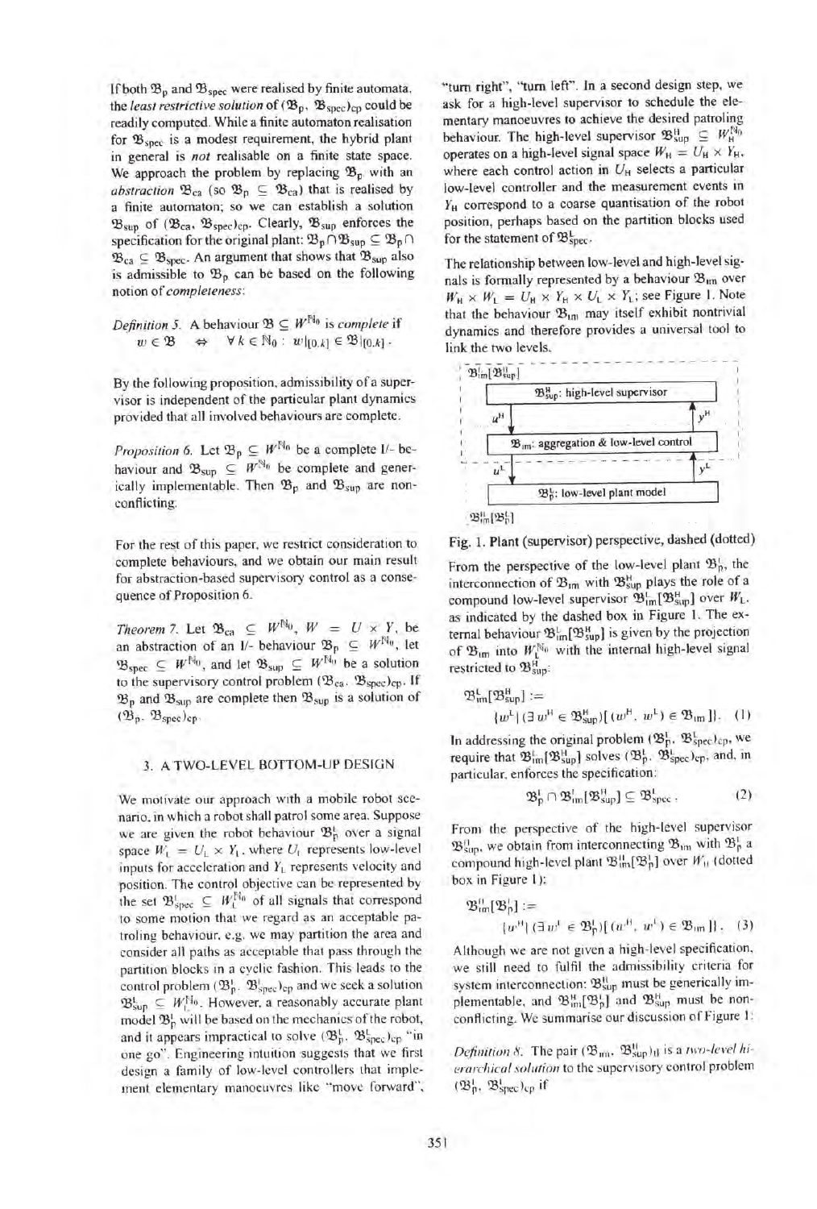If both $\mathfrak{B}_p$ and $\mathfrak{B}_{spec}$ were realised by finite automata, the *least restrictive solution* of $(\mathfrak{B}_p, \mathfrak{B}_{spec})_{cp}$ could be readily computed. While a finite automaton realisation for $\mathfrak{B}_{spec}$ is a modest requirement, the hybrid plant in general is *not* realisable on a finite state space. We approach the problem by replacing $\mathfrak{B}_p$ with an *abstraction* $\mathfrak{B}_{ca}$ (so $\mathfrak{B}_p \subseteq \mathfrak{B}_{ca}$) that is realised by a finite automaton; so we can establish a solution $\mathfrak{B}_{sup}$ of $(\mathfrak{B}_{ca}, \mathfrak{B}_{spec})_{cp}$. Clearly, $\mathfrak{B}_{sup}$ enforces the specification for the original plant: $\mathfrak{B}_p \cap \mathfrak{B}_{sup} \subseteq \mathfrak{B}_p \cap \mathfrak{B}_{ca} \subseteq \mathfrak{B}_{spec}$. An argument that shows that $\mathfrak{B}_{sup}$ also is admissible to $\mathfrak{B}_p$ can be based on the following notion of *completeness*:

*Definition 5.* A behaviour $\mathfrak{B} \subseteq W^{\mathbb{N}_0}$ is *complete* if
$$w \in \mathfrak{B} \quad \Leftrightarrow \quad \forall\, k \in \mathbb{N}_0 : \; w|_{[0,k]} \in \mathfrak{B}|_{[0,k]} .$$

By the following proposition, admissibility of a supervisor is independent of the particular plant dynamics provided that all involved behaviours are complete.

*Proposition 6.* Let $\mathfrak{B}_p \subseteq W^{\mathbb{N}_0}$ be a complete I/- behaviour and $\mathfrak{B}_{sup} \subseteq W^{\mathbb{N}_0}$ be complete and generically implementable. Then $\mathfrak{B}_p$ and $\mathfrak{B}_{sup}$ are non-conflicting.

For the rest of this paper, we restrict consideration to complete behaviours, and we obtain our main result for abstraction-based supervisory control as a consequence of Proposition 6.

*Theorem 7.* Let $\mathfrak{B}_{ca} \subseteq W^{\mathbb{N}_0}$, $W = U \times Y$, be an abstraction of an I/- behaviour $\mathfrak{B}_p \subseteq W^{\mathbb{N}_0}$, let $\mathfrak{B}_{spec} \subseteq W^{\mathbb{N}_0}$, and let $\mathfrak{B}_{sup} \subseteq W^{\mathbb{N}_0}$ be a solution to the supervisory control problem $(\mathfrak{B}_{ca}, \mathfrak{B}_{spec})_{cp}$. If $\mathfrak{B}_p$ and $\mathfrak{B}_{sup}$ are complete then $\mathfrak{B}_{sup}$ is a solution of $(\mathfrak{B}_p, \mathfrak{B}_{spec})_{cp}$.

## 3. A TWO-LEVEL BOTTOM-UP DESIGN

We motivate our approach with a mobile robot scenario, in which a robot shall patrol some area. Suppose we are given the robot behaviour $\mathfrak{B}_p^L$ over a signal space $W_L = U_L \times Y_L$, where $U_L$ represents low-level inputs for acceleration and $Y_L$ represents velocity and position. The control objective can be represented by the set $\mathfrak{B}_{spec}^L \subseteq W_L^{\mathbb{N}_0}$ of all signals that correspond to some motion that we regard as an acceptable patroling behaviour, e.g. we may partition the area and consider all paths as acceptable that pass through the partition blocks in a cyclic fashion. This leads to the control problem $(\mathfrak{B}_p^L, \mathfrak{B}_{spec}^L)_{cp}$ and we seek a solution $\mathfrak{B}_{sup}^L \subseteq W_L^{\mathbb{N}_0}$. However, a reasonably accurate plant model $\mathfrak{B}_p^L$ will be based on the mechanics of the robot, and it appears impractical to solve $(\mathfrak{B}_p^L, \mathfrak{B}_{spec}^L)_{cp}$ "in one go". Engineering intuition suggests that we first design a family of low-level controllers that implement elementary manoeuvres like "move forward", "turn right", "turn left". In a second design step, we ask for a high-level supervisor to schedule the elementary manoeuvres to achieve the desired patroling behaviour. The high-level supervisor $\mathfrak{B}_{sup}^H \subseteq W_H^{\mathbb{N}_0}$ operates on a high-level signal space $W_H = U_H \times Y_H$, where each control action in $U_H$ selects a particular low-level controller and the measurement events in $Y_H$ correspond to a coarse quantisation of the robot position, perhaps based on the partition blocks used for the statement of $\mathfrak{B}_{spec}^L$.

The relationship between low-level and high-level signals is formally represented by a behaviour $\mathfrak{B}_{im}$ over $W_H \times W_L = U_H \times Y_H \times U_L \times Y_L$; see Figure 1. Note that the behaviour $\mathfrak{B}_{im}$ may itself exhibit nontrivial dynamics and therefore provides a universal tool to link the two levels.

Fig. 1. Plant (supervisor) perspective, dashed (dotted)

From the perspective of the low-level plant $\mathfrak{B}_p^L$, the interconnection of $\mathfrak{B}_{im}$ with $\mathfrak{B}_{sup}^H$ plays the role of a compound low-level supervisor $\mathfrak{B}_{im}^L[\mathfrak{B}_{sup}^H]$ over $W_L$, as indicated by the dashed box in Figure 1. The external behaviour $\mathfrak{B}_{im}^L[\mathfrak{B}_{sup}^H]$ is given by the projection of $\mathfrak{B}_{im}$ into $W_L^{\mathbb{N}_0}$ with the internal high-level signal restricted to $\mathfrak{B}_{sup}^H$:

$$\mathfrak{B}_{im}^L[\mathfrak{B}_{sup}^H] := \{w^L \,|\, (\exists\, w^H \in \mathfrak{B}_{sup}^H)[\,(w^H, w^L) \in \mathfrak{B}_{im}\,]\}. \quad (1)$$

In addressing the original problem $(\mathfrak{B}_p^L, \mathfrak{B}_{spec}^L)_{cp}$, we require that $\mathfrak{B}_{im}^L[\mathfrak{B}_{sup}^H]$ solves $(\mathfrak{B}_p^L, \mathfrak{B}_{spec}^L)_{cp}$, and, in particular, enforces the specification:

$$\mathfrak{B}_p^L \cap \mathfrak{B}_{im}^L[\mathfrak{B}_{sup}^H] \subseteq \mathfrak{B}_{spec}^L . \quad (2)$$

From the perspective of the high-level supervisor $\mathfrak{B}_{sup}^H$, we obtain from interconnecting $\mathfrak{B}_{im}$ with $\mathfrak{B}_p^L$ a compound high-level plant $\mathfrak{B}_{im}^H[\mathfrak{B}_p^L]$ over $W_H$ (dotted box in Figure 1):

$$\mathfrak{B}_{im}^H[\mathfrak{B}_p^L] := \{w^H \,|\, (\exists\, w^L \in \mathfrak{B}_p^L)[\,(w^H, w^L) \in \mathfrak{B}_{im}\,]\}. \quad (3)$$

Although we are not given a high-level specification, we still need to fulfil the admissibility criteria for system interconnection: $\mathfrak{B}_{sup}^H$ must be generically implementable, and $\mathfrak{B}_{im}^H[\mathfrak{B}_p^L]$ and $\mathfrak{B}_{sup}^H$ must be non-conflicting. We summarise our discussion of Figure 1:

*Definition 8.* The pair $(\mathfrak{B}_{im}, \mathfrak{B}_{sup}^H)_H$ is a *two-level hierarchical solution* to the supervisory control problem $(\mathfrak{B}_p^L, \mathfrak{B}_{spec}^L)_{cp}$ if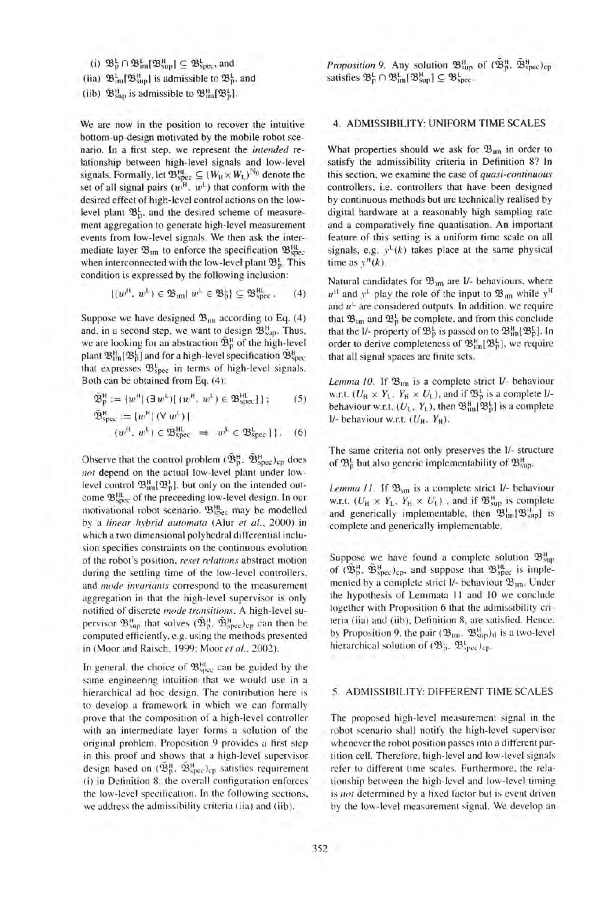(i) $\mathfrak{B}_{\mathrm{p}}^{\mathrm{L}} \cap \mathfrak{B}_{\mathrm{im}}^{\mathrm{L}}[\mathfrak{B}_{\mathrm{sup}}^{\mathrm{H}}] \subseteq \mathfrak{B}_{\mathrm{spec}}^{\mathrm{L}}$, and

(iia) $\mathfrak{B}_{\mathrm{im}}^{\mathrm{L}}[\mathfrak{B}_{\mathrm{sup}}^{\mathrm{H}}]$ is admissible to $\mathfrak{B}_{\mathrm{p}}^{\mathrm{L}}$, and

(iib) $\mathfrak{B}_{\mathrm{sup}}^{\mathrm{H}}$ is admissible to $\mathfrak{B}_{\mathrm{im}}^{\mathrm{H}}[\mathfrak{B}_{\mathrm{p}}^{\mathrm{L}}]$.

We are now in the position to recover the intuitive bottom-up-design motivated by the mobile robot scenario. In a first step, we represent the *intended* relationship between high-level signals and low-level signals. Formally, let $\mathfrak{B}_{\mathrm{spec}}^{\mathrm{HL}} \subseteq (W_{\mathrm{H}} \times W_{\mathrm{L}})^{\mathbb{N}_0}$ denote the set of all signal pairs $(w^{\mathrm{H}}, w^{\mathrm{L}})$ that conform with the desired effect of high-level control actions on the low-level plant $\mathfrak{B}_{\mathrm{p}}^{\mathrm{L}}$, and the desired scheme of measurement aggregation to generate high-level measurement events from low-level signals. We then ask the intermediate layer $\mathfrak{B}_{\mathrm{im}}$ to enforce the specification $\mathfrak{B}_{\mathrm{spec}}^{\mathrm{HL}}$ when interconnected with the low-level plant $\mathfrak{B}_{\mathrm{p}}^{\mathrm{L}}$. This condition is expressed by the following inclusion:

$$\{(w^{\mathrm{H}}, w^{\mathrm{L}}) \in \mathfrak{B}_{\mathrm{im}} |\ w^{\mathrm{L}} \in \mathfrak{B}_{\mathrm{p}}^{\mathrm{L}}\} \subseteq \mathfrak{B}_{\mathrm{spec}}^{\mathrm{HL}}. \quad (4)$$

Suppose we have designed $\mathfrak{B}_{\mathrm{im}}$ according to Eq. (4) and, in a second step, we want to design $\mathfrak{B}_{\mathrm{sup}}^{\mathrm{H}}$. Thus, we are looking for an abstraction $\tilde{\mathfrak{B}}_{\mathrm{p}}^{\mathrm{H}}$ of the high-level plant $\mathfrak{B}_{\mathrm{im}}^{\mathrm{H}}[\mathfrak{B}_{\mathrm{p}}^{\mathrm{L}}]$ and for a high-level specification $\tilde{\mathfrak{B}}_{\mathrm{spec}}^{\mathrm{H}}$ that expresses $\mathfrak{B}_{\mathrm{spec}}^{\mathrm{L}}$ in terms of high-level signals. Both can be obtained from Eq. (4):

$$\tilde{\mathfrak{B}}_{\mathrm{p}}^{\mathrm{H}} := \{w^{\mathrm{H}} |\ (\exists\, w^{\mathrm{L}})[\ (w^{\mathrm{H}}, w^{\mathrm{L}}) \in \mathfrak{B}_{\mathrm{spec}}^{\mathrm{HL}}\ ]\}\ ; \quad (5)$$

$$\tilde{\mathfrak{B}}_{\mathrm{spec}}^{\mathrm{H}} := \{w^{\mathrm{H}} |\ (\forall\, w^{\mathrm{L}})[\ (w^{\mathrm{H}}, w^{\mathrm{L}}) \in \mathfrak{B}_{\mathrm{spec}}^{\mathrm{HL}} \ \Rightarrow\ w^{\mathrm{L}} \in \mathfrak{B}_{\mathrm{spec}}^{\mathrm{L}}\ ]\}. \quad (6)$$

Observe that the control problem $(\tilde{\mathfrak{B}}_{\mathrm{p}}^{\mathrm{H}}, \tilde{\mathfrak{B}}_{\mathrm{spec}}^{\mathrm{H}})_{\mathrm{cp}}$ does *not* depend on the actual low-level plant under low-level control $\mathfrak{B}_{\mathrm{im}}^{\mathrm{H}}[\mathfrak{B}_{\mathrm{p}}^{\mathrm{L}}]$, but only on the intended outcome $\mathfrak{B}_{\mathrm{spec}}^{\mathrm{HL}}$ of the preceeding low-level design. In our motivational robot scenario, $\mathfrak{B}_{\mathrm{spec}}^{\mathrm{HL}}$ may be modelled by a *linear hybrid automata* (Alur *et al.*, 2000) in which a two dimensional polyhedral differential inclusion specifies constraints on the continuous evolution of the robot's position, *reset relations* abstract motion during the settling time of the low-level controllers, and *mode invariants* correspond to the measurement aggregation in that the high-level supervisor is only notified of discrete *mode transitions*. A high-level supervisor $\mathfrak{B}_{\mathrm{sup}}^{\mathrm{H}}$ that solves $(\tilde{\mathfrak{B}}_{\mathrm{p}}^{\mathrm{H}}, \tilde{\mathfrak{B}}_{\mathrm{spec}}^{\mathrm{H}})_{\mathrm{cp}}$ can then be computed efficiently, e.g. using the methods presented in (Moor and Raisch, 1999; Moor *et al.*, 2002).

In general, the choice of $\mathfrak{B}_{\mathrm{spec}}^{\mathrm{HL}}$ can be guided by the same engineering intuition that we would use in a hierarchical ad hoc design. The contribution here is to develop a framework in which we can formally prove that the composition of a high-level controller with an intermediate layer forms a solution of the original problem. Proposition 9 provides a first step in this proof and shows that a high-level supervisor design based on $(\tilde{\mathfrak{B}}_{\mathrm{p}}^{\mathrm{H}}, \tilde{\mathfrak{B}}_{\mathrm{spec}}^{\mathrm{H}})_{\mathrm{cp}}$ satisfies requirement (i) in Definition 8: the overall configuration enforces the low-level specification. In the following sections, we address the admissibility criteria (iia) and (iib).

*Proposition 9.* Any solution $\mathfrak{B}_{\mathrm{sup}}^{\mathrm{H}}$ of $(\tilde{\mathfrak{B}}_{\mathrm{p}}^{\mathrm{H}}, \tilde{\mathfrak{B}}_{\mathrm{spec}}^{\mathrm{H}})_{\mathrm{cp}}$ satisfies $\mathfrak{B}_{\mathrm{p}}^{\mathrm{L}} \cap \mathfrak{B}_{\mathrm{im}}^{\mathrm{L}}[\mathfrak{B}_{\mathrm{sup}}^{\mathrm{H}}] \subseteq \mathfrak{B}_{\mathrm{spec}}^{\mathrm{L}}$.

## 4. ADMISSIBILITY: UNIFORM TIME SCALES

What properties should we ask for $\mathfrak{B}_{\mathrm{im}}$ in order to satisfy the admissibility criteria in Definition 8? In this section, we examine the case of *quasi-continuous* controllers, i.e. controllers that have been designed by continuous methods but are technically realised by digital hardware at a reasonably high sampling rate and a comparatively fine quantisation. An important feature of this setting is a uniform time scale on all signals, e.g. $y^{\mathrm{L}}(k)$ takes place at the same physical time as $y^{\mathrm{H}}(k)$.

Natural candidates for $\mathfrak{B}_{\mathrm{im}}$ are I/- behaviours, where $u^{\mathrm{H}}$ and $y^{\mathrm{L}}$ play the role of the input to $\mathfrak{B}_{\mathrm{im}}$ while $y^{\mathrm{H}}$ and $u^{\mathrm{L}}$ are considered outputs. In addition, we require that $\mathfrak{B}_{\mathrm{im}}$ and $\mathfrak{B}_{\mathrm{p}}^{\mathrm{L}}$ be complete, and from this conclude that the I/- property of $\mathfrak{B}_{\mathrm{p}}^{\mathrm{L}}$ is passed on to $\mathfrak{B}_{\mathrm{im}}^{\mathrm{H}}[\mathfrak{B}_{\mathrm{p}}^{\mathrm{L}}]$. In order to derive completeness of $\mathfrak{B}_{\mathrm{im}}^{\mathrm{H}}[\mathfrak{B}_{\mathrm{p}}^{\mathrm{L}}]$, we require that all signal spaces are finite sets.

*Lemma 10.* If $\mathfrak{B}_{\mathrm{im}}$ is a complete strict I/- behaviour w.r.t. $(U_{\mathrm{H}} \times Y_{\mathrm{L}},\ Y_{\mathrm{H}} \times U_{\mathrm{L}})$, and if $\mathfrak{B}_{\mathrm{p}}^{\mathrm{L}}$ is a complete I/- behaviour w.r.t. $(U_{\mathrm{L}}, Y_{\mathrm{L}})$, then $\mathfrak{B}_{\mathrm{im}}^{\mathrm{H}}[\mathfrak{B}_{\mathrm{p}}^{\mathrm{L}}]$ is a complete I/- behaviour w.r.t. $(U_{\mathrm{H}}, Y_{\mathrm{H}})$.

The same criteria not only preserves the I/- structure of $\mathfrak{B}_{\mathrm{p}}^{\mathrm{L}}$ but also generic implementability of $\mathfrak{B}_{\mathrm{sup}}^{\mathrm{H}}$.

*Lemma 11.* If $\mathfrak{B}_{\mathrm{im}}$ is a complete strict I/- behaviour w.r.t. $(U_{\mathrm{H}} \times Y_{\mathrm{L}},\ Y_{\mathrm{H}} \times U_{\mathrm{L}})$, and if $\mathfrak{B}_{\mathrm{sup}}^{\mathrm{H}}$ is complete and generically implementable, then $\mathfrak{B}_{\mathrm{im}}^{\mathrm{L}}[\mathfrak{B}_{\mathrm{sup}}^{\mathrm{H}}]$ is complete and generically implementable.

Suppose we have found a complete solution $\mathfrak{B}_{\mathrm{sup}}^{\mathrm{H}}$ of $(\tilde{\mathfrak{B}}_{\mathrm{p}}^{\mathrm{H}}, \tilde{\mathfrak{B}}_{\mathrm{spec}}^{\mathrm{H}})_{\mathrm{cp}}$, and suppose that $\mathfrak{B}_{\mathrm{spec}}^{\mathrm{HL}}$ is implemented by a complete strict I/- behaviour $\mathfrak{B}_{\mathrm{im}}$. Under the hypothesis of Lemmata 11 and 10 we conclude together with Proposition 6 that the admissibility criteria (iia) and (iib), Definition 8, are satisfied. Hence, by Proposition 9, the pair $(\mathfrak{B}_{\mathrm{im}}, \mathfrak{B}_{\mathrm{sup}}^{\mathrm{H}})_{\mathrm{h}}$ is a two-level hierarchical solution of $(\mathfrak{B}_{\mathrm{p}}^{\mathrm{L}}, \mathfrak{B}_{\mathrm{spec}}^{\mathrm{L}})_{\mathrm{cp}}$.

## 5. ADMISSIBILITY: DIFFERENT TIME SCALES

The proposed high-level measurement signal in the robot scenario shall notify the high-level supervisor whenever the robot position passes into a different partition cell. Therefore, high-level and low-level signals refer to different time scales. Furthermore, the relationship between the high-level and low-level timing is *not* determined by a fixed factor but is event driven by the low-level measurement signal. We develop an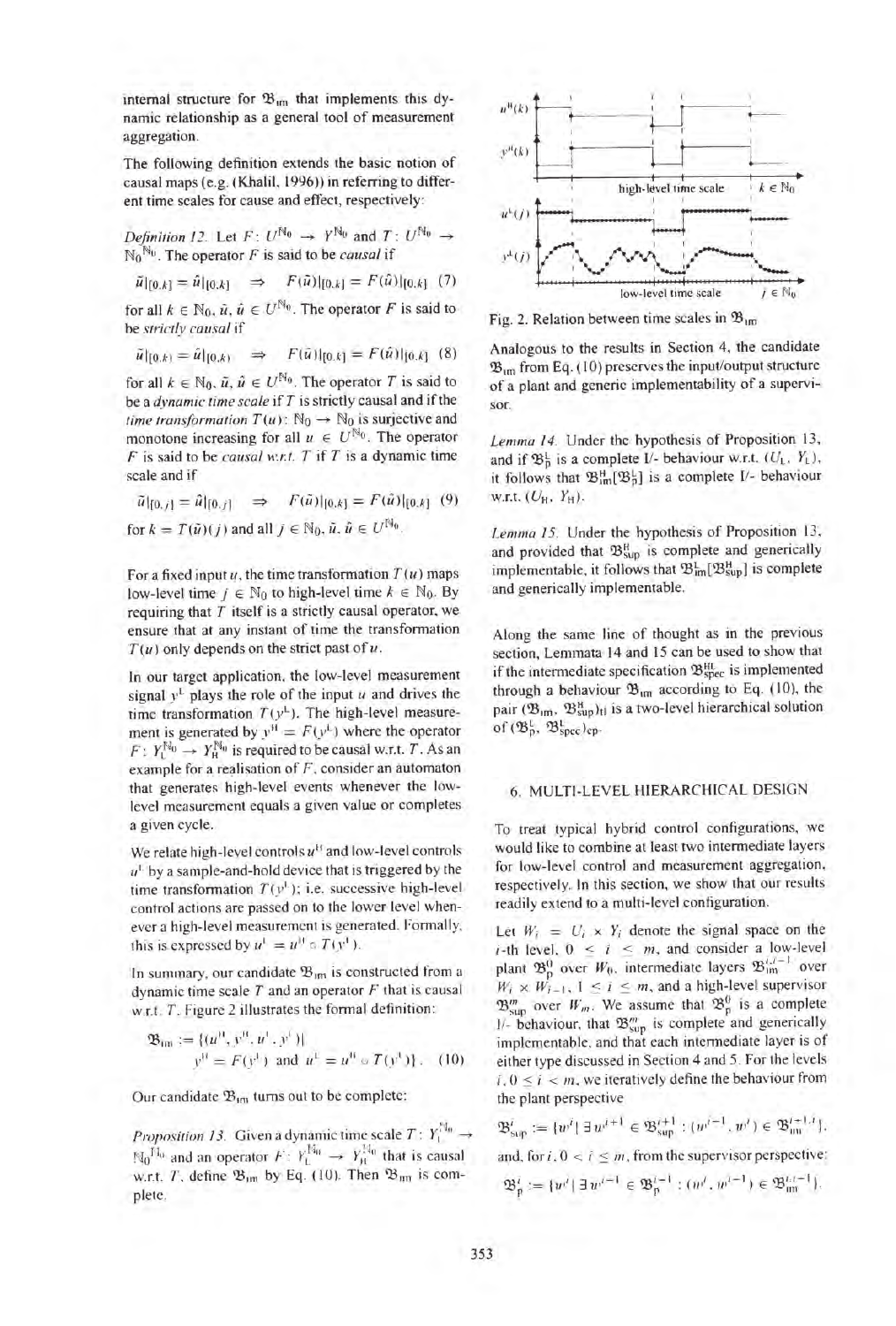internal structure for $\mathfrak{B}_{\mathrm{im}}$ that implements this dynamic relationship as a general tool of measurement aggregation.

The following definition extends the basic notion of causal maps (e.g. (Khalil, 1996)) in referring to different time scales for cause and effect, respectively:

*Definition 12.* Let $F: U^{\mathbb{N}_0} \to Y^{\mathbb{N}_0}$ and $T: U^{\mathbb{N}_0} \to \mathbb{N}_0{}^{\mathbb{N}_0}$. The operator $F$ is said to be *causal* if

$$\tilde{u}|_{[0,k]} = \hat{u}|_{[0,k]} \quad \Rightarrow \quad F(\tilde{u})|_{[0,k]} = F(\hat{u})|_{[0,k]} \quad (7)$$

for all $k \in \mathbb{N}_0$, $\tilde{u}, \hat{u} \in U^{\mathbb{N}_0}$. The operator $F$ is said to be *strictly causal* if

$$\tilde{u}|_{[0,k)} = \hat{u}|_{[0,k)} \quad \Rightarrow \quad F(\tilde{u})|_{[0,k]} = F(\hat{u})|_{[0,k]} \quad (8)$$

for all $k \in \mathbb{N}_0$, $\tilde{u}, \hat{u} \in U^{\mathbb{N}_0}$. The operator $T$ is said to be a *dynamic time scale* if $T$ is strictly causal and if the *time transformation* $T(u)$: $\mathbb{N}_0 \to \mathbb{N}_0$ is surjective and monotone increasing for all $u \in U^{\mathbb{N}_0}$. The operator $F$ is said to be *causal w.r.t. T* if $T$ is a dynamic time scale and if

$$\tilde{u}|_{[0,j]} = \hat{u}|_{[0,j]} \quad \Rightarrow \quad F(\tilde{u})|_{[0,k]} = F(\hat{u})|_{[0,k]} \quad (9)$$

for $k = T(\tilde{u})(j)$ and all $j \in \mathbb{N}_0$, $\tilde{u}, \hat{u} \in U^{\mathbb{N}_0}$.

For a fixed input $u$, the time transformation $T(u)$ maps low-level time $j \in \mathbb{N}_0$ to high-level time $k \in \mathbb{N}_0$. By requiring that $T$ itself is a strictly causal operator, we ensure that at any instant of time the transformation $T(u)$ only depends on the strict past of $u$.

In our target application, the low-level measurement signal $y^{\mathrm{L}}$ plays the role of the input $u$ and drives the time transformation $T(y^{\mathrm{L}})$. The high-level measurement is generated by $y^{\mathrm{H}} = F(y^{\mathrm{L}})$ where the operator $F: Y_{\mathrm{L}}^{\mathbb{N}_0} \to Y_{\mathrm{H}}^{\mathbb{N}_0}$ is required to be causal w.r.t. $T$. As an example for a realisation of $F$, consider an automaton that generates high-level events whenever the low-level measurement equals a given value or completes a given cycle.

We relate high-level controls $u^{\mathrm{H}}$ and low-level controls $u^{\mathrm{L}}$ by a sample-and-hold device that is triggered by the time transformation $T(y^{\mathrm{L}})$; i.e. successive high-level control actions are passed on to the lower level whenever a high-level measurement is generated. Formally, this is expressed by $u^{\mathrm{L}} = u^{\mathrm{H}} \circ T(y^{\mathrm{L}})$.

In summary, our candidate $\mathfrak{B}_{\mathrm{im}}$ is constructed from a dynamic time scale $T$ and an operator $F$ that is causal w.r.t. $T$. Figure 2 illustrates the formal definition:

$$\mathfrak{B}_{\mathrm{im}} := \{(u^{\mathrm{H}}, y^{\mathrm{H}}, u^{\mathrm{L}}, y^{\mathrm{L}}) | \; y^{\mathrm{H}} = F(y^{\mathrm{L}}) \text{ and } u^{\mathrm{L}} = u^{\mathrm{H}} \circ T(y^{\mathrm{L}})\}. \quad (10)$$

Our candidate $\mathfrak{B}_{\mathrm{im}}$ turns out to be complete:

*Proposition 13.* Given a dynamic time scale $T: Y_{\mathrm{L}}^{\mathbb{N}_0} \to \mathbb{N}_0{}^{\mathbb{N}_0}$ and an operator $F: Y_{\mathrm{L}}^{\mathbb{N}_0} \to Y_{\mathrm{H}}^{\mathbb{N}_0}$ that is causal w.r.t. $T$, define $\mathfrak{B}_{\mathrm{im}}$ by Eq. (10). Then $\mathfrak{B}_{\mathrm{im}}$ is complete.

Fig. 2. Relation between time scales in $\mathfrak{B}_{\mathrm{im}}$

Analogous to the results in Section 4, the candidate $\mathfrak{B}_{\mathrm{im}}$ from Eq. (10) preserves the input/output structure of a plant and generic implementability of a supervisor.

*Lemma 14.* Under the hypothesis of Proposition 13, and if $\mathfrak{B}_{\mathrm{p}}^{\mathrm{L}}$ is a complete I/- behaviour w.r.t. $(U_{\mathrm{L}}, Y_{\mathrm{L}})$, it follows that $\mathfrak{B}_{\mathrm{im}}^{\mathrm{H}}[\mathfrak{B}_{\mathrm{p}}^{\mathrm{L}}]$ is a complete I/- behaviour w.r.t. $(U_{\mathrm{H}}, Y_{\mathrm{H}})$.

*Lemma 15.* Under the hypothesis of Proposition 13, and provided that $\mathfrak{B}_{\mathrm{sup}}^{\mathrm{H}}$ is complete and generically implementable, it follows that $\mathfrak{B}_{\mathrm{im}}^{\mathrm{L}}[\mathfrak{B}_{\mathrm{sup}}^{\mathrm{H}}]$ is complete and generically implementable.

Along the same line of thought as in the previous section, Lemmata 14 and 15 can be used to show that if the intermediate specification $\mathfrak{B}_{\mathrm{spec}}^{\mathrm{H}}$ is implemented through a behaviour $\mathfrak{B}_{\mathrm{im}}$ according to Eq. (10), the pair $(\mathfrak{B}_{\mathrm{im}}, \mathfrak{B}_{\mathrm{sup}}^{\mathrm{H}})_{\mathrm{H}}$ is a two-level hierarchical solution of $(\mathfrak{B}_{\mathrm{p}}^{\mathrm{L}}, \mathfrak{B}_{\mathrm{spec}}^{\mathrm{L}})_{\mathrm{cp}}$.

## 6. MULTI-LEVEL HIERARCHICAL DESIGN

To treat typical hybrid control configurations, we would like to combine at least two intermediate layers for low-level control and measurement aggregation, respectively. In this section, we show that our results readily extend to a multi-level configuration.

Let $W_i = U_i \times Y_i$ denote the signal space on the $i$-th level, $0 \le i \le m$, and consider a low-level plant $\mathfrak{B}_{\mathrm{p}}^0$ over $W_0$, intermediate layers $\mathfrak{B}_{\mathrm{im}}^{i,i-1}$ over $W_i \times W_{i-1}$, $1 \le i \le m$, and a high-level supervisor $\mathfrak{B}_{\mathrm{sup}}^m$ over $W_m$. We assume that $\mathfrak{B}_{\mathrm{p}}^0$ is a complete I/- behaviour, that $\mathfrak{B}_{\mathrm{sup}}^m$ is complete and generically implementable, and that each intermediate layer is of either type discussed in Section 4 and 5. For the levels $i$, $0 \le i < m$, we iteratively define the behaviour from the plant perspective

$$\mathfrak{B}_{\mathrm{sup}}^i := \{w^i | \; \exists \, w^{i+1} \in \mathfrak{B}_{\mathrm{sup}}^{i+1} : (w^{i-1}, w^i) \in \mathfrak{B}_{\mathrm{im}}^{i-1,i}\},$$

and, for $i$, $0 < i \le m$, from the supervisor perspective:

$$\mathfrak{B}_{\mathrm{p}}^i := \{w^i | \; \exists \, w^{i-1} \in \mathfrak{B}_{\mathrm{p}}^{i-1} : (w^i, w^{i-1}) \in \mathfrak{B}_{\mathrm{im}}^{i,i-1}\}.$$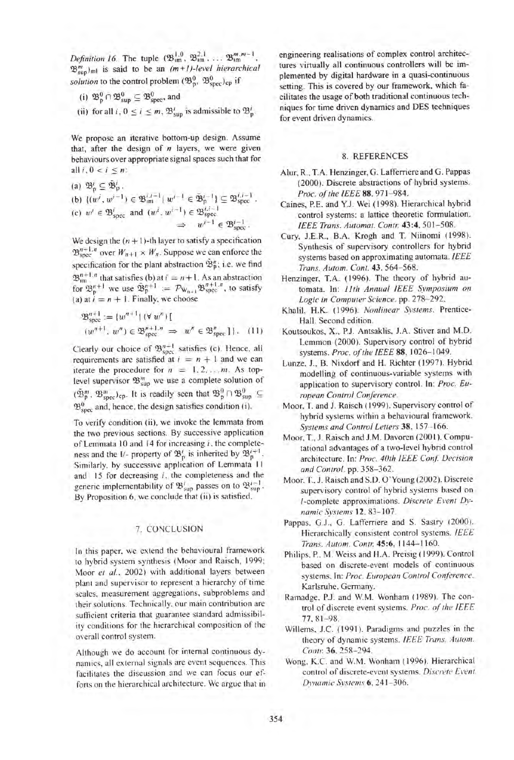*Definition 16.* The tuple $(\mathfrak{B}_{\rm im}^{1,0}, \mathfrak{B}_{\rm im}^{2,1}, \ldots \mathfrak{B}_{\rm im}^{m,m-1}, \mathfrak{B}_{\rm sup}^{m})_{\rm ml}$ is said to be an *(m+1)-level hierarchical solution* to the control problem $(\mathfrak{B}_{\rm p}^{0}, \mathfrak{B}_{\rm spec}^{0})_{\rm cp}$ if

(i) $\mathfrak{B}_{\rm p}^{0} \cap \mathfrak{B}_{\rm sup}^{0} \subseteq \mathfrak{B}_{\rm spec}^{0}$, and

(ii) for all $i$, $0 \leq i \leq m$, $\mathfrak{B}_{\rm sup}^{i}$ is admissible to $\mathfrak{B}_{\rm p}^{i}$.

We propose an iterative bottom-up design. Assume that, after the design of $n$ layers, we were given behaviours over appropriate signal spaces such that for all $i$, $0 < i \leq n$:

(a) $\mathfrak{B}_{\rm p}^{i} \subseteq \tilde{\mathfrak{B}}_{\rm p}^{i}$,

(b) $\{(w^{i}, w^{i-1}) \in \mathfrak{B}_{\rm im}^{i,i-1} \mid w^{i-1} \in \tilde{\mathfrak{B}}_{\rm p}^{i-1}\} \subseteq \mathfrak{B}_{\rm spec}^{i,i-1}$,

(c) $w^{i} \in \mathfrak{B}_{\rm spec}^{i}$ and $(w^{i}, w^{i-1}) \in \mathfrak{B}_{\rm spec}^{i,i-1}$ $\Rightarrow$ $w^{i-1} \in \mathfrak{B}_{\rm spec}^{i-1}$.

We design the $(n+1)$-th layer to satisfy a specification $\mathfrak{B}_{\rm spec}^{n+1,n}$ over $W_{n+1} \times W_{n}$. Suppose we can enforce the specification for the plant abstraction $\tilde{\mathfrak{B}}_{\rm p}^{n}$; i.e. we find $\mathfrak{B}_{\rm im}^{n+1,n}$ that satisfies (b) at $i = n+1$. As an abstraction for $\mathfrak{B}_{\rm p}^{n+1}$ we use $\tilde{\mathfrak{B}}_{\rm p}^{n+1} := \mathcal{P}_{W_{n+1}} \mathfrak{B}_{\rm spec}^{n+1,n}$, to satisfy (a) at $i = n+1$. Finally, we choose

$$\mathfrak{B}_{\rm spec}^{n+1} := \{w^{n+1} \mid (\forall\, w^{n}) \, [\, (w^{n+1}, w^{n}) \in \mathfrak{B}_{\rm spec}^{n+1,n} \Rightarrow w^{n} \in \mathfrak{B}_{\rm spec}^{n} \,]\}. \quad (11)$$

Clearly our choice of $\mathfrak{B}_{\rm spec}^{n-1}$ satisfies (c). Hence, all requirements are satisfied at $i = n+1$ and we can iterate the procedure for $n = 1, 2, \ldots m$. As top-level supervisor $\mathfrak{B}_{\rm sup}^{m}$ we use a complete solution of $(\tilde{\mathfrak{B}}_{\rm p}^{m}, \mathfrak{B}_{\rm spec}^{m})_{\rm cp}$. It is readily seen that $\mathfrak{B}_{\rm p}^{0} \cap \mathfrak{B}_{\rm sup}^{0} \subseteq \mathfrak{B}_{\rm spec}^{0}$ and, hence, the design satisfies condition (i).

To verify condition (ii), we invoke the lemmata from the two previous sections. By successive application of Lemmata 10 and 14 for increasing $i$, the completeness and the $l$- property of $\mathfrak{B}_{\rm p}^{i}$ is inherited by $\mathfrak{B}_{\rm p}^{i+1}$. Similarly, by successive application of Lemmata 11 and 15 for decreasing $i$, the completeness and the generic implementability of $\mathfrak{B}_{\rm sup}^{i}$ passes on to $\mathfrak{B}_{\rm sup}^{i-1}$. By Proposition 6, we conclude that (ii) is satisfied.

## 7. CONCLUSION

In this paper, we extend the behavioural framework to hybrid system synthesis (Moor and Raisch, 1999; Moor *et al.*, 2002) with additional layers between plant and supervisor to represent a hierarchy of time scales, measurement aggregations, subproblems and their solutions. Technically, our main contribution are sufficient criteria that guarantee standard admissibility conditions for the hierarchical composition of the overall control system.

Although we do account for internal continuous dynamics, all external signals are event sequences. This facilitates the discussion and we can focus our efforts on the hierarchical architecture. We argue that in engineering realisations of complex control architectures virtually all continuous controllers will be implemented by digital hardware in a quasi-continuous setting. This is covered by our framework, which facilitates the usage of both traditional continuous techniques for time driven dynamics and DES techniques for event driven dynamics.

## 8. REFERENCES

Alur, R., T.A. Henzinger, G. Lafferriere and G. Pappas (2000). Discrete abstractions of hybrid systems. *Proc. of the IEEE* **88**, 971–984.

Caines, P.E. and Y.J. Wei (1998). Hierarchical hybrid control systems: a lattice theoretic formulation. *IEEE Trans. Automat. Contr.* **43:4**, 501–508.

Cury, J.E.R., B.A. Krogh and T. Niinomi (1998). Synthesis of supervisory controllers for hybrid systems based on approximating automata. *IEEE Trans. Autom. Cont.* **43**, 564–568.

Henzinger, T.A. (1996). The theory of hybrid automata. In: *11th Annual IEEE Symposium on Logic in Computer Science*. pp. 278–292.

Khalil, H.K. (1996). *Nonlinear Systems*. Prentice-Hall. Second edition.

Koutsoukos, X., P.J. Antsaklis, J.A. Stiver and M.D. Lemmon (2000). Supervisory control of hybrid systems. *Proc. of the IEEE* **88**, 1026–1049.

Lunze, J., B. Nixdorf and H. Richter (1997). Hybrid modelling of continuous-variable systems with application to supervisory control. In: *Proc. European Control Conference*.

Moor, T. and J. Raisch (1999). Supervisory control of hybrid systems within a behavioural framework. *Systems and Control Letters* **38**, 157–166.

Moor, T., J. Raisch and J.M. Davoren (2001). Computational advantages of a two-level hybrid control architecture. In: *Proc. 40th IEEE Conf. Decision and Control*. pp. 358–362.

Moor, T., J. Raisch and S.D. O'Young (2002). Discrete supervisory control of hybrid systems based on $l$-complete approximations. *Discrete Event Dynamic Systems* **12**, 83–107.

Pappas, G.J., G. Lafferriere and S. Sastry (2000). Hierarchically consistent control systems. *IEEE Trans. Autom. Contr.* **45:6**, 1144–1160.

Philips, P., M. Weiss and H.A. Preisig (1999). Control based on discrete-event models of continuous systems. In: *Proc. European Control Conference*. Karlsruhe, Germany.

Ramadge, P.J. and W.M. Wonham (1989). The control of discrete event systems. *Proc. of the IEEE* **77**, 81–98.

Willems, J.C. (1991). Paradigms and puzzles in the theory of dynamic systems. *IEEE Trans. Autom. Contr.* **36**, 258–294.

Wong, K.C. and W.M. Wonham (1996). Hierarchical control of discrete-event systems. *Discrete Event Dynamic Systems* **6**, 241–306.